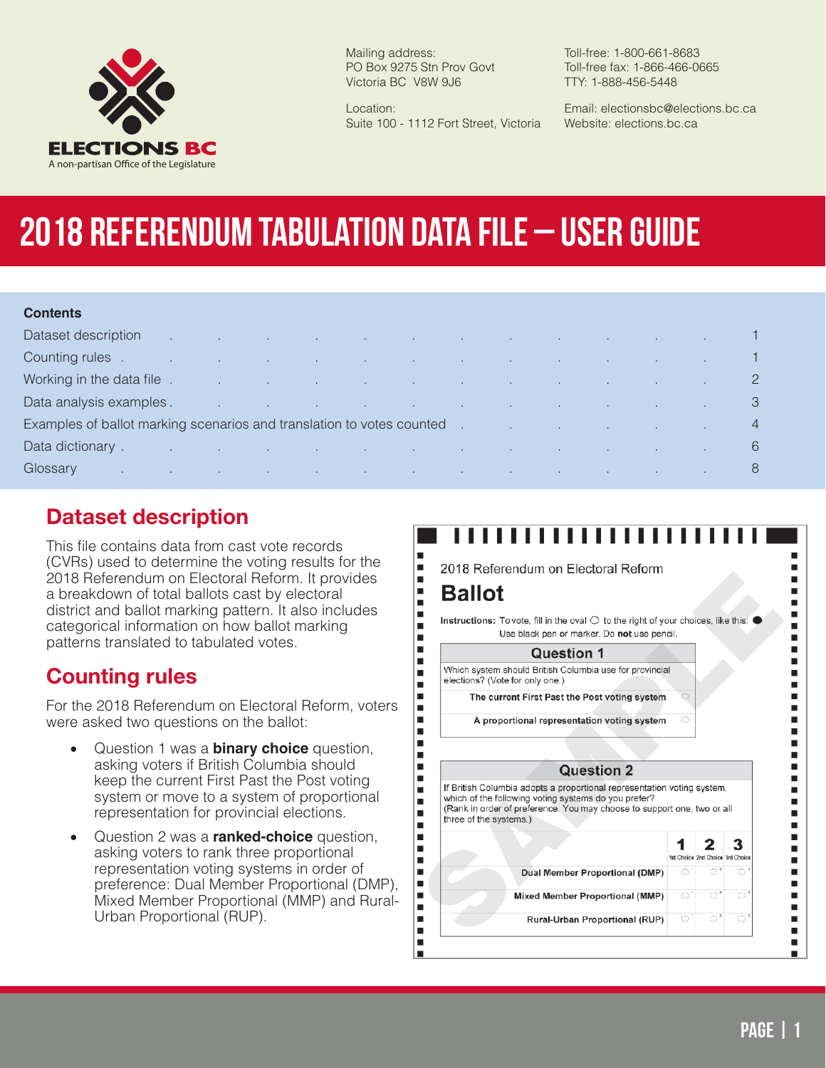ELECTIONS BC

A non-partisan Office of the Legislature

Mailing address:
PO Box 9275 Stn Prov Govt
Victoria BC V8W 9J6

Location:
Suite 100 - 1112 Fort Street, Victoria

Toll-free: 1-800-661-8683
Toll-free fax: 1-866-466-0665
TTY: 1-888-456-5448

Email: electionsbc@elections.bc.ca
Website: elections.bc.ca

# 2018 REFERENDUM TABULATION DATA FILE – USER GUIDE

**Contents**

| | |
|---|---|
| Dataset description | 1 |
| Counting rules | 1 |
| Working in the data file | 2 |
| Data analysis examples | 3 |
| Examples of ballot marking scenarios and translation to votes counted | 4 |
| Data dictionary | 6 |
| Glossary | 8 |

## Dataset description

This file contains data from cast vote records (CVRs) used to determine the voting results for the 2018 Referendum on Electoral Reform. It provides a breakdown of total ballots cast by electoral district and ballot marking pattern. It also includes categorical information on how ballot marking patterns translated to tabulated votes.

## Counting rules

For the 2018 Referendum on Electoral Reform, voters were asked two questions on the ballot:

- Question 1 was a **binary choice** question, asking voters if British Columbia should keep the current First Past the Post voting system or move to a system of proportional representation for provincial elections.
- Question 2 was a **ranked-choice** question, asking voters to rank three proportional representation voting systems in order of preference: Dual Member Proportional (DMP), Mixed Member Proportional (MMP) and Rural-Urban Proportional (RUP).

2018 Referendum on Electoral Reform

**Ballot**

**Instructions:** To vote, fill in the oval ○ to the right of your choices, like this: ●
Use black pen or marker. Do **not** use pencil.

**Question 1**

Which system should British Columbia use for provincial elections? (Vote for only one.)

| | |
|---|---|
| The current First Past the Post voting system | ○ |
| A proportional representation voting system | ○ |

**Question 2**

If British Columbia adopts a proportional representation voting system, which of the following voting systems do you prefer?
(Rank in order of preference. You may choose to support one, two or all three of the systems.)

| | 1 (1st Choice) | 2 (2nd Choice) | 3 (3rd Choice) |
|---|---|---|---|
| Dual Member Proportional (DMP) | ○ | ○ | ○ |
| Mixed Member Proportional (MMP) | ○ | ○ | ○ |
| Rural-Urban Proportional (RUP) | ○ | ○ | ○ |

SAMPLE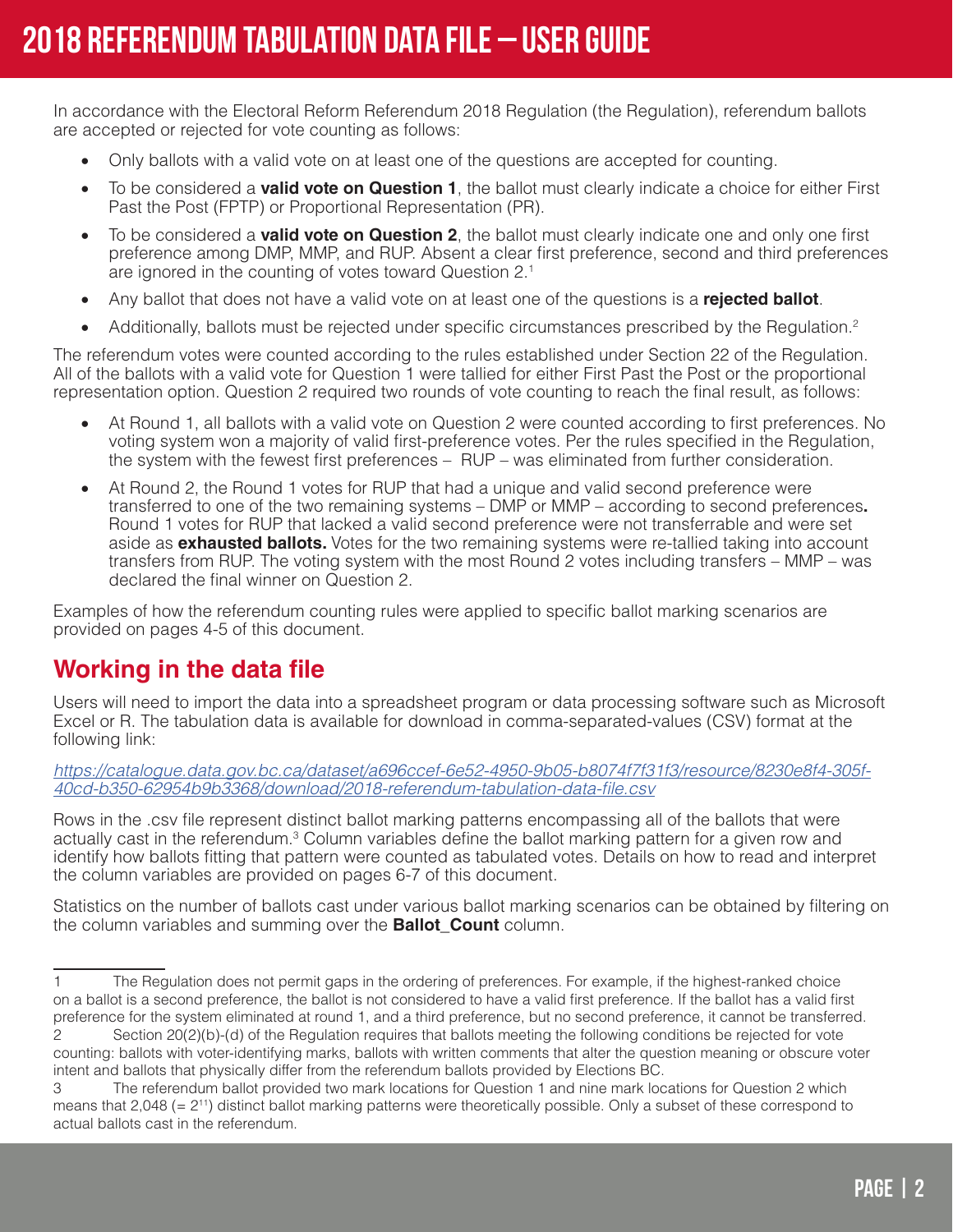# 2018 REFERENDUM TABULATION DATA FILE – USER GUIDE

In accordance with the Electoral Reform Referendum 2018 Regulation (the Regulation), referendum ballots are accepted or rejected for vote counting as follows:

- Only ballots with a valid vote on at least one of the questions are accepted for counting.
- To be considered a **valid vote on Question 1**, the ballot must clearly indicate a choice for either First Past the Post (FPTP) or Proportional Representation (PR).
- To be considered a **valid vote on Question 2**, the ballot must clearly indicate one and only one first preference among DMP, MMP, and RUP. Absent a clear first preference, second and third preferences are ignored in the counting of votes toward Question 2.[1]
- Any ballot that does not have a valid vote on at least one of the questions is a **rejected ballot**.
- Additionally, ballots must be rejected under specific circumstances prescribed by the Regulation.[2]

The referendum votes were counted according to the rules established under Section 22 of the Regulation. All of the ballots with a valid vote for Question 1 were tallied for either First Past the Post or the proportional representation option. Question 2 required two rounds of vote counting to reach the final result, as follows:

- At Round 1, all ballots with a valid vote on Question 2 were counted according to first preferences. No voting system won a majority of valid first-preference votes. Per the rules specified in the Regulation, the system with the fewest first preferences – RUP – was eliminated from further consideration.
- At Round 2, the Round 1 votes for RUP that had a unique and valid second preference were transferred to one of the two remaining systems – DMP or MMP – according to second preferences**.** Round 1 votes for RUP that lacked a valid second preference were not transferrable and were set aside as **exhausted ballots.** Votes for the two remaining systems were re-tallied taking into account transfers from RUP. The voting system with the most Round 2 votes including transfers – MMP – was declared the final winner on Question 2.

Examples of how the referendum counting rules were applied to specific ballot marking scenarios are provided on pages 4-5 of this document.

## Working in the data file

Users will need to import the data into a spreadsheet program or data processing software such as Microsoft Excel or R. The tabulation data is available for download in comma-separated-values (CSV) format at the following link:

*https://catalogue.data.gov.bc.ca/dataset/a696ccef-6e52-4950-9b05-b8074f7f31f3/resource/8230e8f4-305f-40cd-b350-62954b9b3368/download/2018-referendum-tabulation-data-file.csv*

Rows in the .csv file represent distinct ballot marking patterns encompassing all of the ballots that were actually cast in the referendum.[3] Column variables define the ballot marking pattern for a given row and identify how ballots fitting that pattern were counted as tabulated votes. Details on how to read and interpret the column variables are provided on pages 6-7 of this document.

Statistics on the number of ballots cast under various ballot marking scenarios can be obtained by filtering on the column variables and summing over the **Ballot_Count** column.

---

1 The Regulation does not permit gaps in the ordering of preferences. For example, if the highest-ranked choice on a ballot is a second preference, the ballot is not considered to have a valid first preference. If the ballot has a valid first preference for the system eliminated at round 1, and a third preference, but no second preference, it cannot be transferred.

2 Section 20(2)(b)-(d) of the Regulation requires that ballots meeting the following conditions be rejected for vote counting: ballots with voter-identifying marks, ballots with written comments that alter the question meaning or obscure voter intent and ballots that physically differ from the referendum ballots provided by Elections BC.

3 The referendum ballot provided two mark locations for Question 1 and nine mark locations for Question 2 which means that 2,048 (= $2^{11}$) distinct ballot marking patterns were theoretically possible. Only a subset of these correspond to actual ballots cast in the referendum.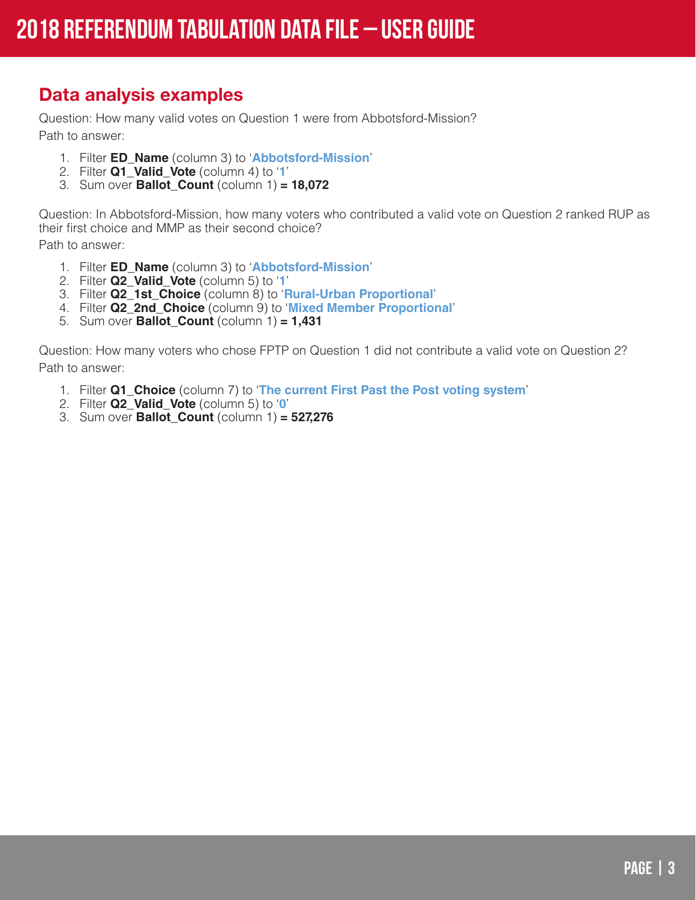## Data analysis examples

Question: How many valid votes on Question 1 were from Abbotsford-Mission?

Path to answer:

1. Filter **ED_Name** (column 3) to '**Abbotsford-Mission**'
2. Filter **Q1_Valid_Vote** (column 4) to '**1**'
3. Sum over **Ballot_Count** (column 1) **= 18,072**

Question: In Abbotsford-Mission, how many voters who contributed a valid vote on Question 2 ranked RUP as their first choice and MMP as their second choice?

Path to answer:

1. Filter **ED_Name** (column 3) to '**Abbotsford-Mission**'
2. Filter **Q2_Valid_Vote** (column 5) to '**1**'
3. Filter **Q2_1st_Choice** (column 8) to '**Rural-Urban Proportional**'
4. Filter **Q2_2nd_Choice** (column 9) to '**Mixed Member Proportional**'
5. Sum over **Ballot_Count** (column 1) **= 1,431**

Question: How many voters who chose FPTP on Question 1 did not contribute a valid vote on Question 2?

Path to answer:

1. Filter **Q1_Choice** (column 7) to '**The current First Past the Post voting system**'
2. Filter **Q2_Valid_Vote** (column 5) to '**0**'
3. Sum over **Ballot_Count** (column 1) **= 527,276**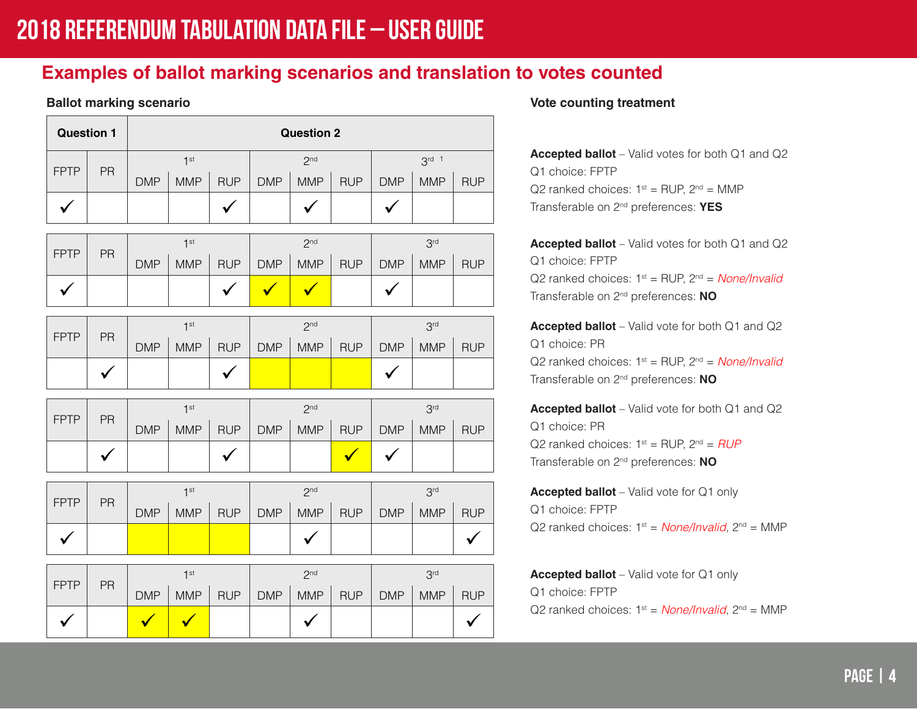## Examples of ballot marking scenarios and translation to votes counted

**Ballot marking scenario**

**Vote counting treatment**

| Question 1 | | Question 2 | | | | | | | | |
|---|---|---|---|---|---|---|---|---|---|---|
| FPTP | PR | 1st | | | 2nd | | | 3rd [1] | | |
| | | DMP | MMP | RUP | DMP | MMP | RUP | DMP | MMP | RUP |
| ✓ | | | | ✓ | | ✓ | | ✓ | | |

**Accepted ballot** – Valid votes for both Q1 and Q2
Q1 choice: FPTP
Q2 ranked choices: 1st = RUP, 2nd = MMP
Transferable on 2nd preferences: **YES**

| FPTP | PR | 1st | | | 2nd | | | 3rd | | |
|---|---|---|---|---|---|---|---|---|---|---|
| | | DMP | MMP | RUP | DMP | MMP | RUP | DMP | MMP | RUP |
| ✓ | | | | ✓ | ✓ | ✓ | | ✓ | | |

**Accepted ballot** – Valid votes for both Q1 and Q2
Q1 choice: FPTP
Q2 ranked choices: 1st = RUP, 2nd = *None/Invalid*
Transferable on 2nd preferences: **NO**

| FPTP | PR | 1st | | | 2nd | | | 3rd | | |
|---|---|---|---|---|---|---|---|---|---|---|
| | | DMP | MMP | RUP | DMP | MMP | RUP | DMP | MMP | RUP |
| | ✓ | | | ✓ | | | | ✓ | | |

**Accepted ballot** – Valid vote for both Q1 and Q2
Q1 choice: PR
Q2 ranked choices: 1st = RUP, 2nd = *None/Invalid*
Transferable on 2nd preferences: **NO**

| FPTP | PR | 1st | | | 2nd | | | 3rd | | |
|---|---|---|---|---|---|---|---|---|---|---|
| | | DMP | MMP | RUP | DMP | MMP | RUP | DMP | MMP | RUP |
| | ✓ | | | ✓ | | | ✓ | ✓ | | |

**Accepted ballot** – Valid vote for both Q1 and Q2
Q1 choice: PR
Q2 ranked choices: 1st = RUP, 2nd = *RUP*
Transferable on 2nd preferences: **NO**

| FPTP | PR | 1st | | | 2nd | | | 3rd | | |
|---|---|---|---|---|---|---|---|---|---|---|
| | | DMP | MMP | RUP | DMP | MMP | RUP | DMP | MMP | RUP |
| ✓ | | | | | | ✓ | | | | ✓ |

**Accepted ballot** – Valid vote for Q1 only
Q1 choice: FPTP
Q2 ranked choices: 1st = *None/Invalid*, 2nd = MMP

| FPTP | PR | 1st | | | 2nd | | | 3rd | | |
|---|---|---|---|---|---|---|---|---|---|---|
| | | DMP | MMP | RUP | DMP | MMP | RUP | DMP | MMP | RUP |
| ✓ | | ✓ | ✓ | | | ✓ | | | | ✓ |

**Accepted ballot** – Valid vote for Q1 only
Q1 choice: FPTP
Q2 ranked choices: 1st = *None/Invalid*, 2nd = MMP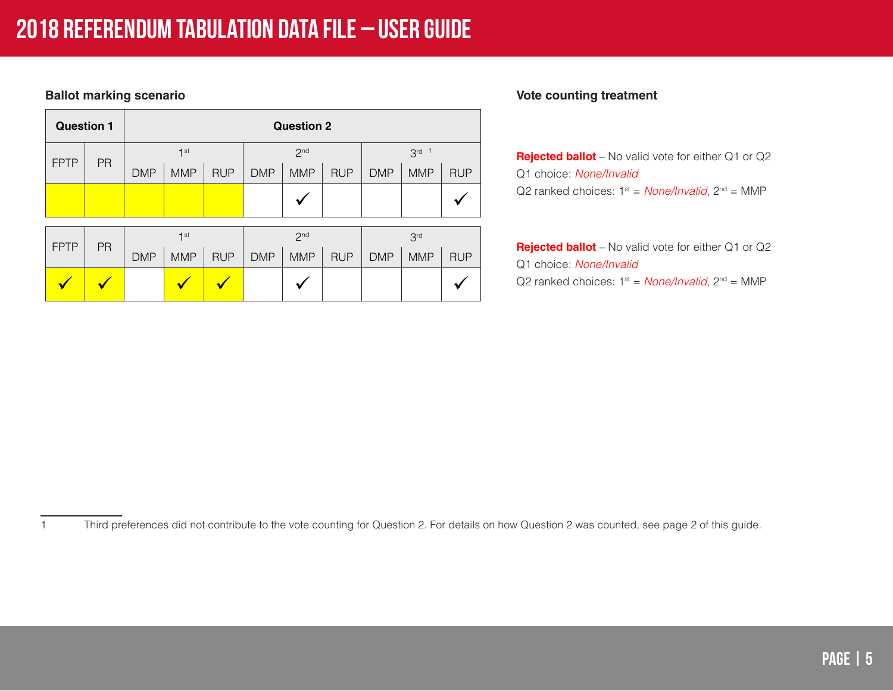**Ballot marking scenario**

| Question 1 | | Question 2 | | | | | | | | |
|---|---|---|---|---|---|---|---|---|---|---|
| FPTP | PR | 1st | | | 2nd | | | 3rd [1] | | |
| | | DMP | MMP | RUP | DMP | MMP | RUP | DMP | MMP | RUP |
| | | | | | | ✓ | | | | ✓ |

| FPTP | PR | 1st | | | 2nd | | | 3rd | | |
|---|---|---|---|---|---|---|---|---|---|---|
| | | DMP | MMP | RUP | DMP | MMP | RUP | DMP | MMP | RUP |
| ✓ | ✓ | | ✓ | ✓ | | ✓ | | | | ✓ |

**Vote counting treatment**

**Rejected ballot** – No valid vote for either Q1 or Q2
Q1 choice: *None/Invalid*
Q2 ranked choices: 1st = *None/Invalid*, 2nd = MMP

**Rejected ballot** – No valid vote for either Q1 or Q2
Q1 choice: *None/Invalid*
Q2 ranked choices: 1st = *None/Invalid*, 2nd = MMP

---

1 Third preferences did not contribute to the vote counting for Question 2. For details on how Question 2 was counted, see page 2 of this guide.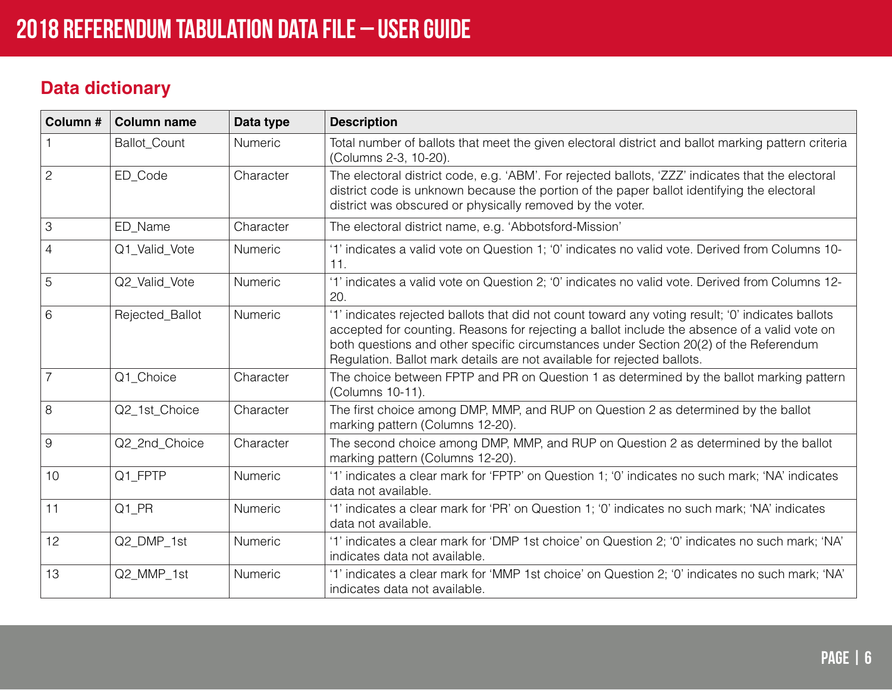## Data dictionary

| Column # | Column name | Data type | Description |
|---|---|---|---|
| 1 | Ballot_Count | Numeric | Total number of ballots that meet the given electoral district and ballot marking pattern criteria (Columns 2-3, 10-20). |
| 2 | ED_Code | Character | The electoral district code, e.g. 'ABM'. For rejected ballots, 'ZZZ' indicates that the electoral district code is unknown because the portion of the paper ballot identifying the electoral district was obscured or physically removed by the voter. |
| 3 | ED_Name | Character | The electoral district name, e.g. 'Abbotsford-Mission' |
| 4 | Q1_Valid_Vote | Numeric | '1' indicates a valid vote on Question 1; '0' indicates no valid vote. Derived from Columns 10-11. |
| 5 | Q2_Valid_Vote | Numeric | '1' indicates a valid vote on Question 2; '0' indicates no valid vote. Derived from Columns 12-20. |
| 6 | Rejected_Ballot | Numeric | '1' indicates rejected ballots that did not count toward any voting result; '0' indicates ballots accepted for counting. Reasons for rejecting a ballot include the absence of a valid vote on both questions and other specific circumstances under Section 20(2) of the Referendum Regulation. Ballot mark details are not available for rejected ballots. |
| 7 | Q1_Choice | Character | The choice between FPTP and PR on Question 1 as determined by the ballot marking pattern (Columns 10-11). |
| 8 | Q2_1st_Choice | Character | The first choice among DMP, MMP, and RUP on Question 2 as determined by the ballot marking pattern (Columns 12-20). |
| 9 | Q2_2nd_Choice | Character | The second choice among DMP, MMP, and RUP on Question 2 as determined by the ballot marking pattern (Columns 12-20). |
| 10 | Q1_FPTP | Numeric | '1' indicates a clear mark for 'FPTP' on Question 1; '0' indicates no such mark; 'NA' indicates data not available. |
| 11 | Q1_PR | Numeric | '1' indicates a clear mark for 'PR' on Question 1; '0' indicates no such mark; 'NA' indicates data not available. |
| 12 | Q2_DMP_1st | Numeric | '1' indicates a clear mark for 'DMP 1st choice' on Question 2; '0' indicates no such mark; 'NA' indicates data not available. |
| 13 | Q2_MMP_1st | Numeric | '1' indicates a clear mark for 'MMP 1st choice' on Question 2; '0' indicates no such mark; 'NA' indicates data not available. |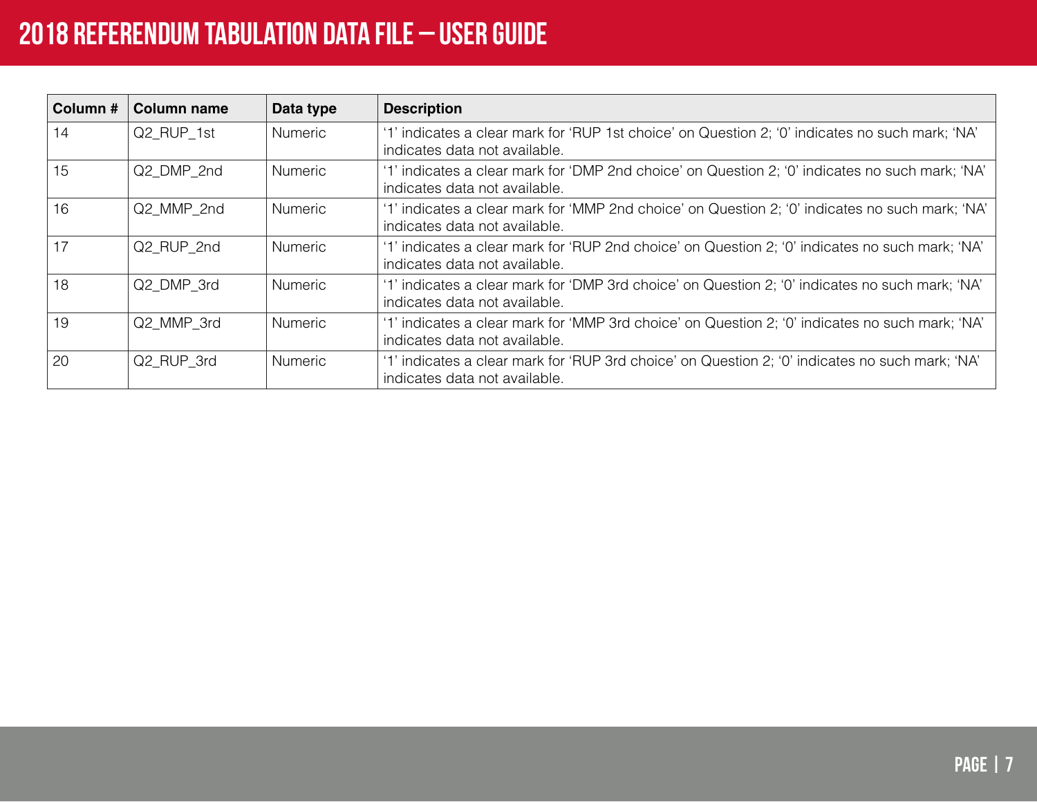| Column # | Column name | Data type | Description |
|---|---|---|---|
| 14 | Q2_RUP_1st | Numeric | '1' indicates a clear mark for 'RUP 1st choice' on Question 2; '0' indicates no such mark; 'NA' indicates data not available. |
| 15 | Q2_DMP_2nd | Numeric | '1' indicates a clear mark for 'DMP 2nd choice' on Question 2; '0' indicates no such mark; 'NA' indicates data not available. |
| 16 | Q2_MMP_2nd | Numeric | '1' indicates a clear mark for 'MMP 2nd choice' on Question 2; '0' indicates no such mark; 'NA' indicates data not available. |
| 17 | Q2_RUP_2nd | Numeric | '1' indicates a clear mark for 'RUP 2nd choice' on Question 2; '0' indicates no such mark; 'NA' indicates data not available. |
| 18 | Q2_DMP_3rd | Numeric | '1' indicates a clear mark for 'DMP 3rd choice' on Question 2; '0' indicates no such mark; 'NA' indicates data not available. |
| 19 | Q2_MMP_3rd | Numeric | '1' indicates a clear mark for 'MMP 3rd choice' on Question 2; '0' indicates no such mark; 'NA' indicates data not available. |
| 20 | Q2_RUP_3rd | Numeric | '1' indicates a clear mark for 'RUP 3rd choice' on Question 2; '0' indicates no such mark; 'NA' indicates data not available. |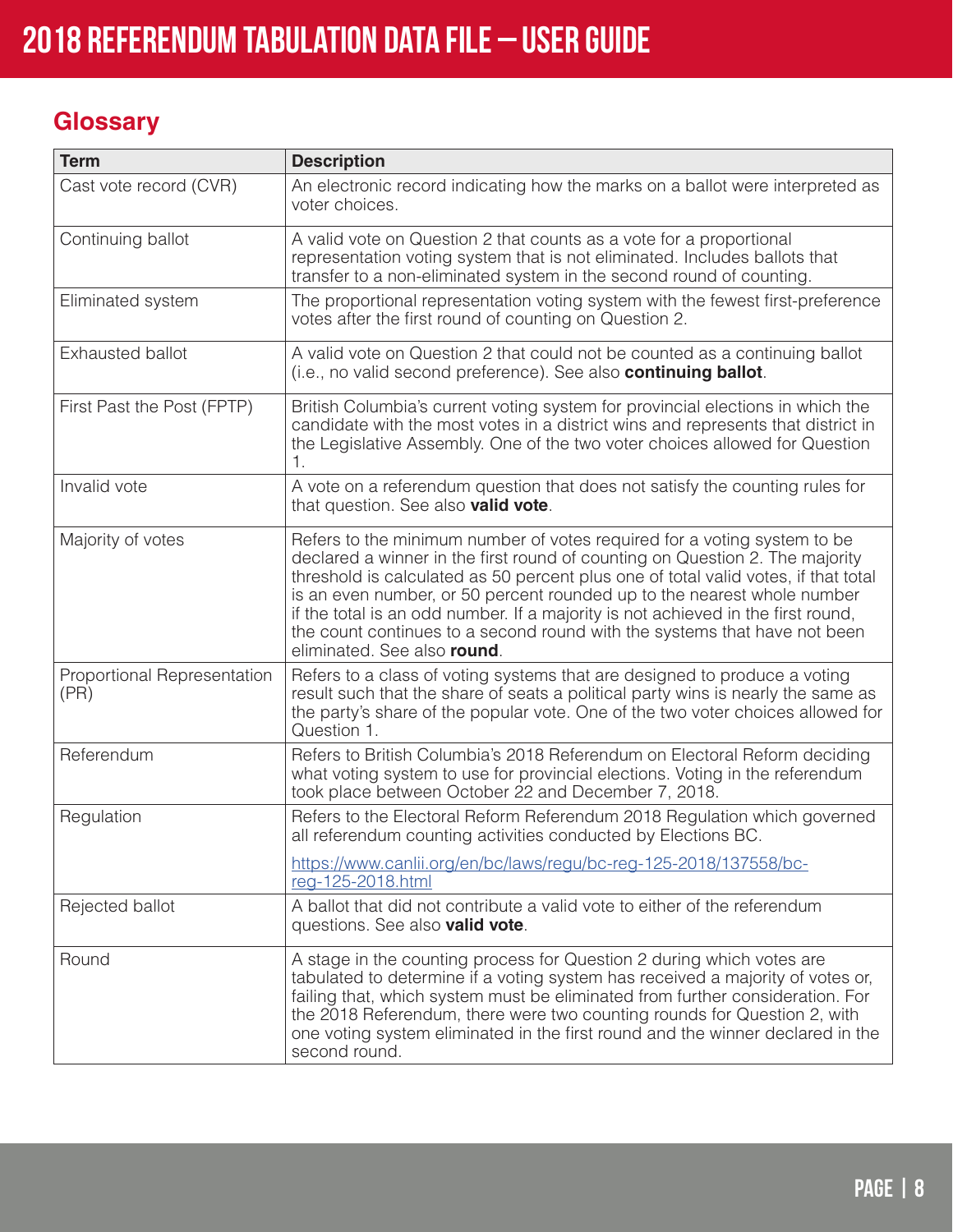## Glossary

| Term | Description |
|---|---|
| Cast vote record (CVR) | An electronic record indicating how the marks on a ballot were interpreted as voter choices. |
| Continuing ballot | A valid vote on Question 2 that counts as a vote for a proportional representation voting system that is not eliminated. Includes ballots that transfer to a non-eliminated system in the second round of counting. |
| Eliminated system | The proportional representation voting system with the fewest first-preference votes after the first round of counting on Question 2. |
| Exhausted ballot | A valid vote on Question 2 that could not be counted as a continuing ballot (i.e., no valid second preference). See also **continuing ballot**. |
| First Past the Post (FPTP) | British Columbia's current voting system for provincial elections in which the candidate with the most votes in a district wins and represents that district in the Legislative Assembly. One of the two voter choices allowed for Question 1. |
| Invalid vote | A vote on a referendum question that does not satisfy the counting rules for that question. See also **valid vote**. |
| Majority of votes | Refers to the minimum number of votes required for a voting system to be declared a winner in the first round of counting on Question 2. The majority threshold is calculated as 50 percent plus one of total valid votes, if that total is an even number, or 50 percent rounded up to the nearest whole number if the total is an odd number. If a majority is not achieved in the first round, the count continues to a second round with the systems that have not been eliminated. See also **round**. |
| Proportional Representation (PR) | Refers to a class of voting systems that are designed to produce a voting result such that the share of seats a political party wins is nearly the same as the party's share of the popular vote. One of the two voter choices allowed for Question 1. |
| Referendum | Refers to British Columbia's 2018 Referendum on Electoral Reform deciding what voting system to use for provincial elections. Voting in the referendum took place between October 22 and December 7, 2018. |
| Regulation | Refers to the Electoral Reform Referendum 2018 Regulation which governed all referendum counting activities conducted by Elections BC. https://www.canlii.org/en/bc/laws/regu/bc-reg-125-2018/137558/bc-reg-125-2018.html |
| Rejected ballot | A ballot that did not contribute a valid vote to either of the referendum questions. See also **valid vote**. |
| Round | A stage in the counting process for Question 2 during which votes are tabulated to determine if a voting system has received a majority of votes or, failing that, which system must be eliminated from further consideration. For the 2018 Referendum, there were two counting rounds for Question 2, with one voting system eliminated in the first round and the winner declared in the second round. |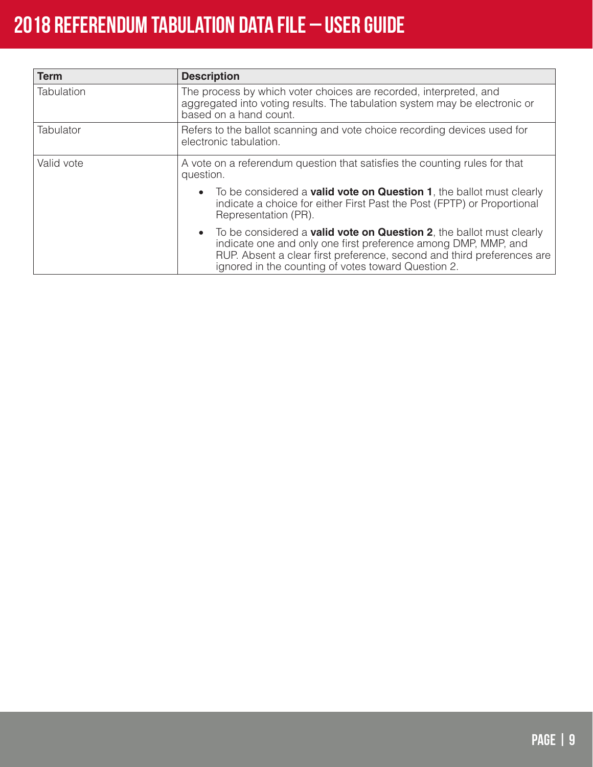| Term | Description |
| --- | --- |
| Tabulation | The process by which voter choices are recorded, interpreted, and aggregated into voting results. The tabulation system may be electronic or based on a hand count. |
| Tabulator | Refers to the ballot scanning and vote choice recording devices used for electronic tabulation. |
| Valid vote | A vote on a referendum question that satisfies the counting rules for that question.<br>• To be considered a **valid vote on Question 1**, the ballot must clearly indicate a choice for either First Past the Post (FPTP) or Proportional Representation (PR).<br>• To be considered a **valid vote on Question 2**, the ballot must clearly indicate one and only one first preference among DMP, MMP, and RUP. Absent a clear first preference, second and third preferences are ignored in the counting of votes toward Question 2. |